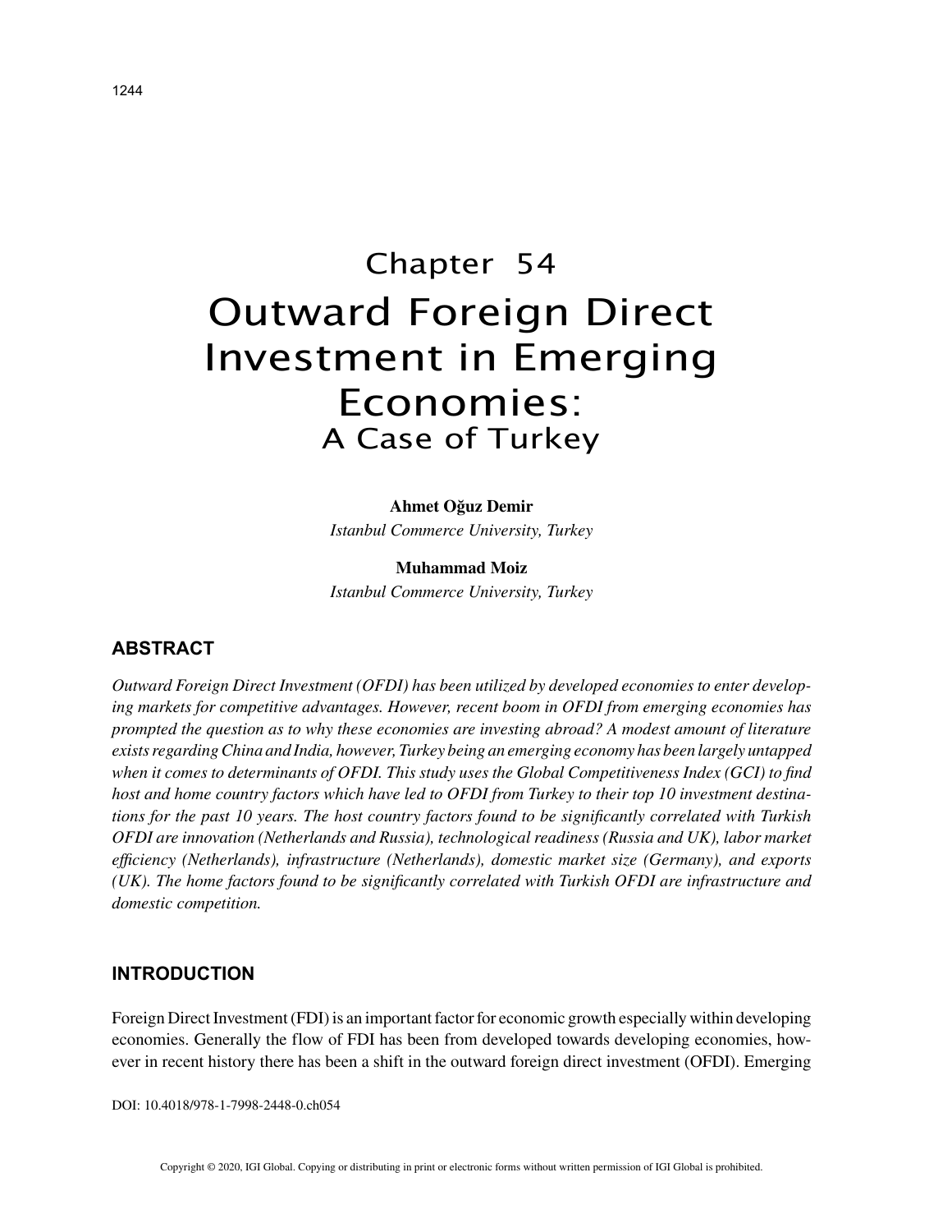Chapter 54

# Outward Foreign Direct Investment in Emerging Economies:
## A Case of Turkey

**Ahmet Oğuz Demir**
*Istanbul Commerce University, Turkey*

**Muhammad Moiz**
*Istanbul Commerce University, Turkey*

## ABSTRACT

*Outward Foreign Direct Investment (OFDI) has been utilized by developed economies to enter developing markets for competitive advantages. However, recent boom in OFDI from emerging economies has prompted the question as to why these economies are investing abroad? A modest amount of literature exists regarding China and India, however, Turkey being an emerging economy has been largely untapped when it comes to determinants of OFDI. This study uses the Global Competitiveness Index (GCI) to find host and home country factors which have led to OFDI from Turkey to their top 10 investment destinations for the past 10 years. The host country factors found to be significantly correlated with Turkish OFDI are innovation (Netherlands and Russia), technological readiness (Russia and UK), labor market efficiency (Netherlands), infrastructure (Netherlands), domestic market size (Germany), and exports (UK). The home factors found to be significantly correlated with Turkish OFDI are infrastructure and domestic competition.*

## INTRODUCTION

Foreign Direct Investment (FDI) is an important factor for economic growth especially within developing economies. Generally the flow of FDI has been from developed towards developing economies, however in recent history there has been a shift in the outward foreign direct investment (OFDI). Emerging

DOI: 10.4018/978-1-7998-2448-0.ch054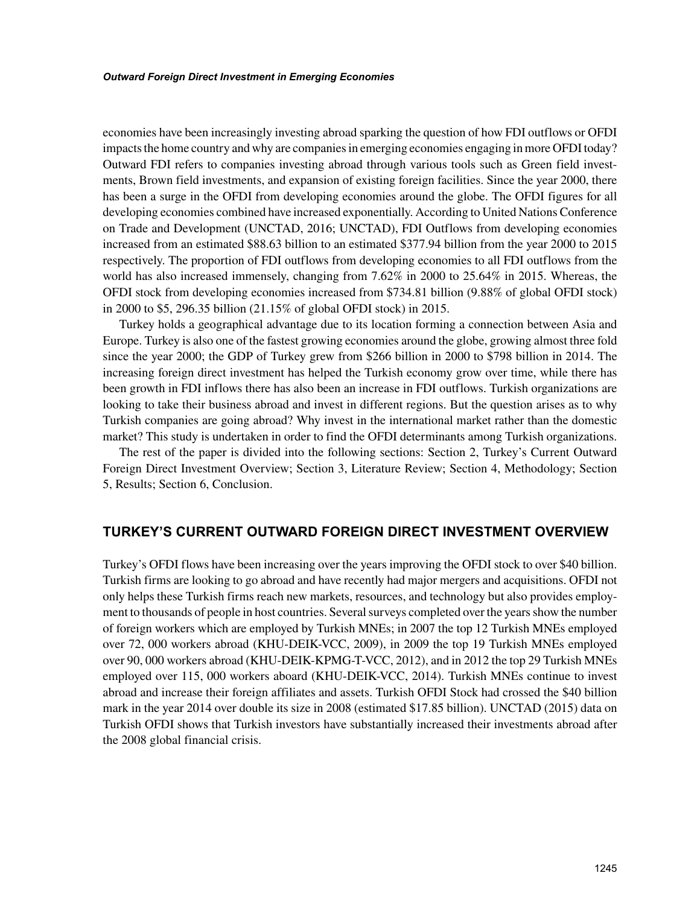economies have been increasingly investing abroad sparking the question of how FDI outflows or OFDI impacts the home country and why are companies in emerging economies engaging in more OFDI today? Outward FDI refers to companies investing abroad through various tools such as Green field investments, Brown field investments, and expansion of existing foreign facilities. Since the year 2000, there has been a surge in the OFDI from developing economies around the globe. The OFDI figures for all developing economies combined have increased exponentially. According to United Nations Conference on Trade and Development (UNCTAD, 2016; UNCTAD), FDI Outflows from developing economies increased from an estimated \$88.63 billion to an estimated \$377.94 billion from the year 2000 to 2015 respectively. The proportion of FDI outflows from developing economies to all FDI outflows from the world has also increased immensely, changing from 7.62% in 2000 to 25.64% in 2015. Whereas, the OFDI stock from developing economies increased from \$734.81 billion (9.88% of global OFDI stock) in 2000 to \$5, 296.35 billion (21.15% of global OFDI stock) in 2015.

Turkey holds a geographical advantage due to its location forming a connection between Asia and Europe. Turkey is also one of the fastest growing economies around the globe, growing almost three fold since the year 2000; the GDP of Turkey grew from \$266 billion in 2000 to \$798 billion in 2014. The increasing foreign direct investment has helped the Turkish economy grow over time, while there has been growth in FDI inflows there has also been an increase in FDI outflows. Turkish organizations are looking to take their business abroad and invest in different regions. But the question arises as to why Turkish companies are going abroad? Why invest in the international market rather than the domestic market? This study is undertaken in order to find the OFDI determinants among Turkish organizations.

The rest of the paper is divided into the following sections: Section 2, Turkey's Current Outward Foreign Direct Investment Overview; Section 3, Literature Review; Section 4, Methodology; Section 5, Results; Section 6, Conclusion.

## TURKEY'S CURRENT OUTWARD FOREIGN DIRECT INVESTMENT OVERVIEW

Turkey's OFDI flows have been increasing over the years improving the OFDI stock to over \$40 billion. Turkish firms are looking to go abroad and have recently had major mergers and acquisitions. OFDI not only helps these Turkish firms reach new markets, resources, and technology but also provides employment to thousands of people in host countries. Several surveys completed over the years show the number of foreign workers which are employed by Turkish MNEs; in 2007 the top 12 Turkish MNEs employed over 72, 000 workers abroad (KHU-DEIK-VCC, 2009), in 2009 the top 19 Turkish MNEs employed over 90, 000 workers abroad (KHU-DEIK-KPMG-T-VCC, 2012), and in 2012 the top 29 Turkish MNEs employed over 115, 000 workers aboard (KHU-DEIK-VCC, 2014). Turkish MNEs continue to invest abroad and increase their foreign affiliates and assets. Turkish OFDI Stock had crossed the \$40 billion mark in the year 2014 over double its size in 2008 (estimated \$17.85 billion). UNCTAD (2015) data on Turkish OFDI shows that Turkish investors have substantially increased their investments abroad after the 2008 global financial crisis.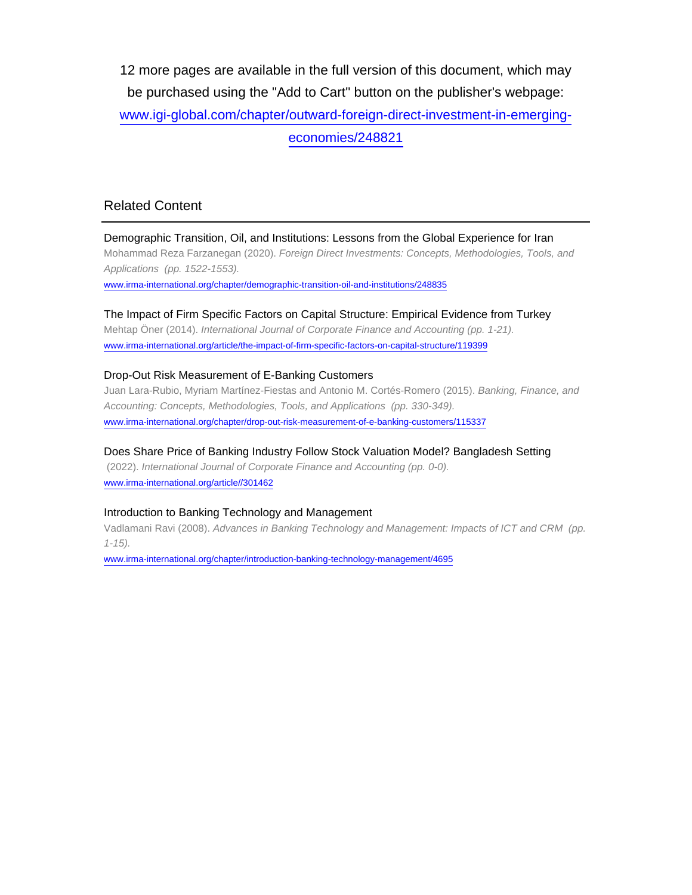12 more pages are available in the full version of this document, which may be purchased using the "Add to Cart" button on the publisher's webpage: www.igi-global.com/chapter/outward-foreign-direct-investment-in-emerging-economies/248821

## Related Content

Demographic Transition, Oil, and Institutions: Lessons from the Global Experience for Iran
Mohammad Reza Farzanegan (2020). *Foreign Direct Investments: Concepts, Methodologies, Tools, and Applications (pp. 1522-1553).*
www.irma-international.org/chapter/demographic-transition-oil-and-institutions/248835

The Impact of Firm Specific Factors on Capital Structure: Empirical Evidence from Turkey
Mehtap Öner (2014). *International Journal of Corporate Finance and Accounting (pp. 1-21).*
www.irma-international.org/article/the-impact-of-firm-specific-factors-on-capital-structure/119399

Drop-Out Risk Measurement of E-Banking Customers
Juan Lara-Rubio, Myriam Martínez-Fiestas and Antonio M. Cortés-Romero (2015). *Banking, Finance, and Accounting: Concepts, Methodologies, Tools, and Applications (pp. 330-349).*
www.irma-international.org/chapter/drop-out-risk-measurement-of-e-banking-customers/115337

Does Share Price of Banking Industry Follow Stock Valuation Model? Bangladesh Setting
(2022). *International Journal of Corporate Finance and Accounting (pp. 0-0).*
www.irma-international.org/article//301462

Introduction to Banking Technology and Management
Vadlamani Ravi (2008). *Advances in Banking Technology and Management: Impacts of ICT and CRM (pp. 1-15).*
www.irma-international.org/chapter/introduction-banking-technology-management/4695